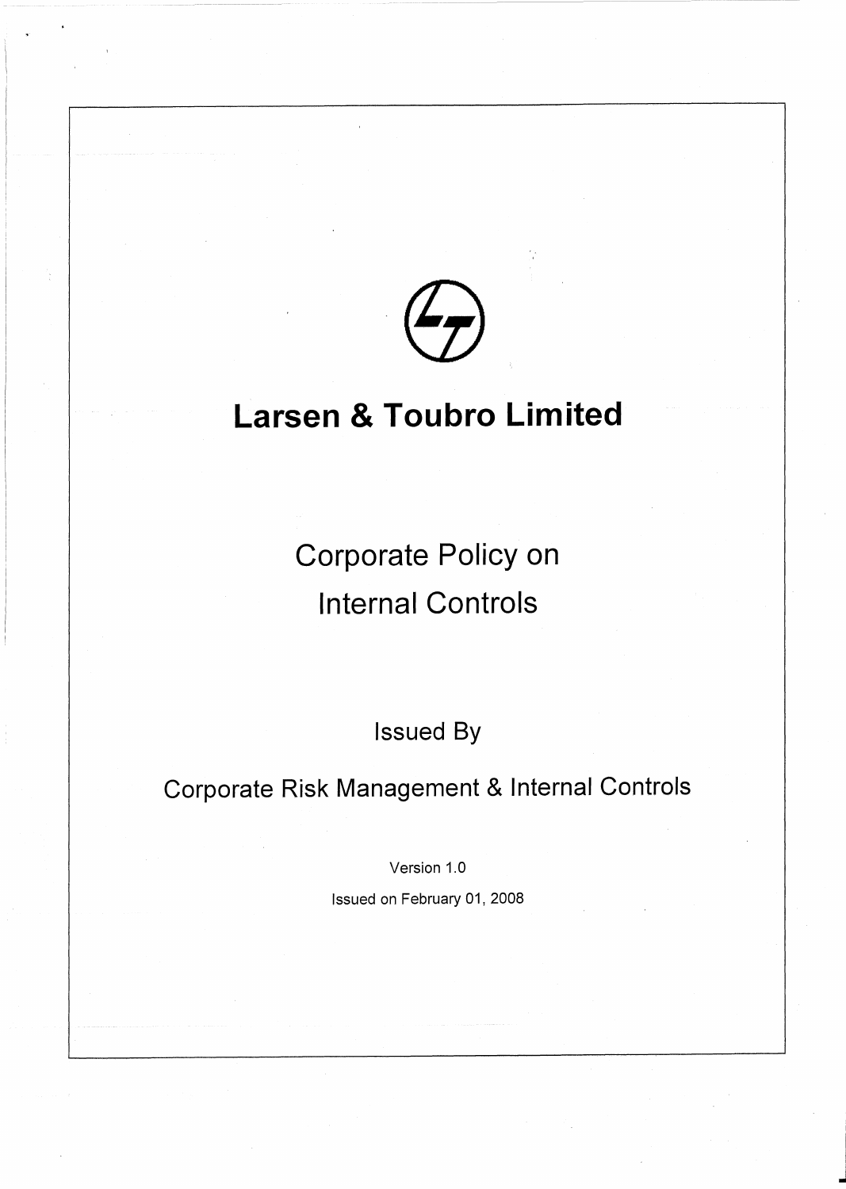# Larsen & Toubro Limited

## Corporate Policy on Internal Controls

Issued By

Corporate Risk Management & Internal Controls

Version 1.0

Issued on February 01, 2008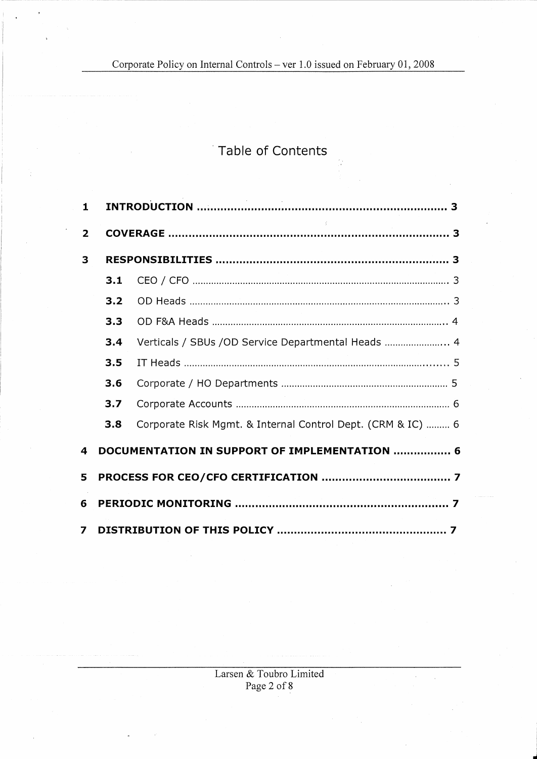# Table of Contents

1 **INTRODUCTION** ........................................................................ 3

2 **COVERAGE** ................................................................................. 3

3 **RESPONSIBILITIES** ................................................................... 3

- **3.1** CEO / CFO ................................................................................ 3
- **3.2** OD Heads ................................................................................. 3
- **3.3** OD F&A Heads ......................................................................... 4
- **3.4** Verticals / SBUs /OD Service Departmental Heads ....................... 4
- **3.5** IT Heads .................................................................................. 5
- **3.6** Corporate / HO Departments ................................................... 5
- **3.7** Corporate Accounts ................................................................. 6
- **3.8** Corporate Risk Mgmt. & Internal Control Dept. (CRM & IC) ......... 6

4 **DOCUMENTATION IN SUPPORT OF IMPLEMENTATION** ................. 6

5 **PROCESS FOR CEO/CFO CERTIFICATION** ...................................... 7

6 **PERIODIC MONITORING** .............................................................. 7

7 **DISTRIBUTION OF THIS POLICY** .................................................. 7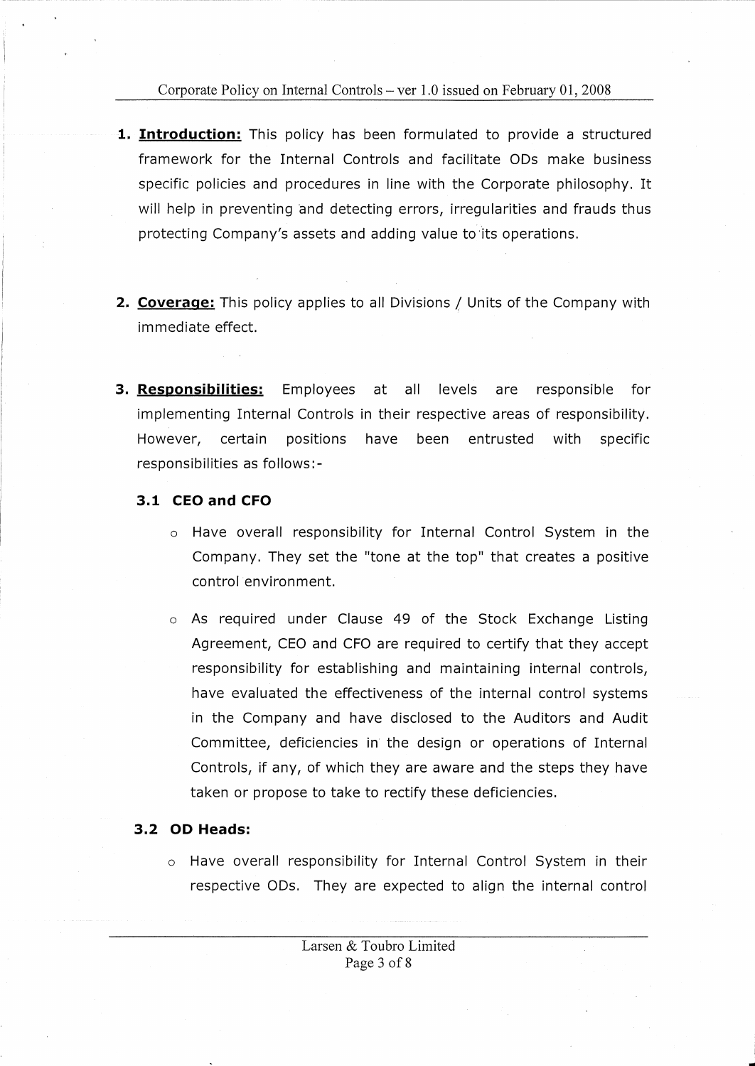1. **Introduction:** This policy has been formulated to provide a structured framework for the Internal Controls and facilitate ODs make business specific policies and procedures in line with the Corporate philosophy. It will help in preventing and detecting errors, irregularities and frauds thus protecting Company's assets and adding value to its operations.

2. **Coverage:** This policy applies to all Divisions / Units of the Company with immediate effect.

3. **Responsibilities:** Employees at all levels are responsible for implementing Internal Controls in their respective areas of responsibility. However, certain positions have been entrusted with specific responsibilities as follows:-

### 3.1 CEO and CFO

- Have overall responsibility for Internal Control System in the Company. They set the "tone at the top" that creates a positive control environment.

- As required under Clause 49 of the Stock Exchange Listing Agreement, CEO and CFO are required to certify that they accept responsibility for establishing and maintaining internal controls, have evaluated the effectiveness of the internal control systems in the Company and have disclosed to the Auditors and Audit Committee, deficiencies in the design or operations of Internal Controls, if any, of which they are aware and the steps they have taken or propose to take to rectify these deficiencies.

### 3.2 OD Heads:

- Have overall responsibility for Internal Control System in their respective ODs. They are expected to align the internal control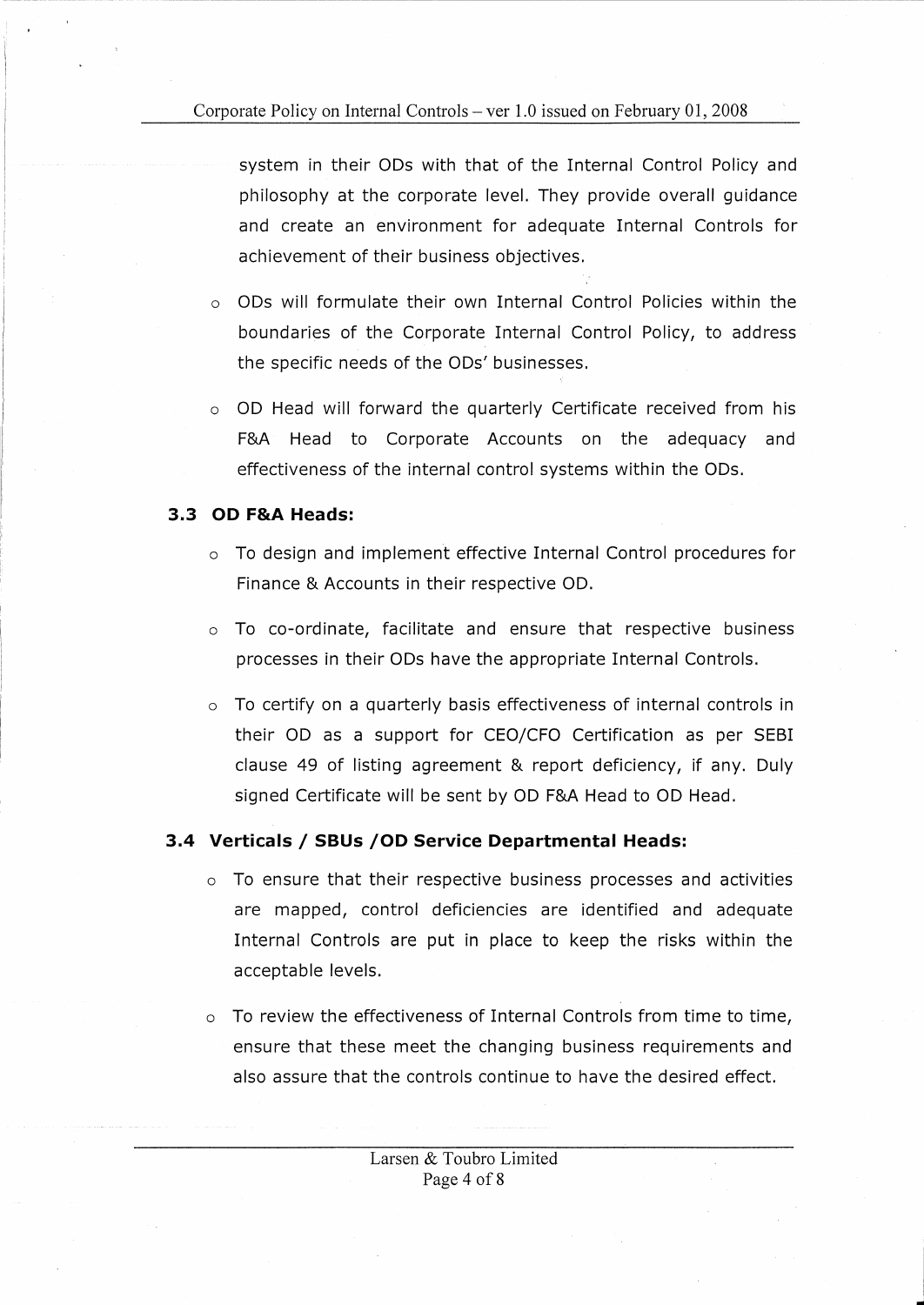system in their ODs with that of the Internal Control Policy and philosophy at the corporate level. They provide overall guidance and create an environment for adequate Internal Controls for achievement of their business objectives.

- ODs will formulate their own Internal Control Policies within the boundaries of the Corporate Internal Control Policy, to address the specific needs of the ODs' businesses.
- OD Head will forward the quarterly Certificate received from his F&A Head to Corporate Accounts on the adequacy and effectiveness of the internal control systems within the ODs.

### 3.3 OD F&A Heads:

- To design and implement effective Internal Control procedures for Finance & Accounts in their respective OD.
- To co-ordinate, facilitate and ensure that respective business processes in their ODs have the appropriate Internal Controls.
- To certify on a quarterly basis effectiveness of internal controls in their OD as a support for CEO/CFO Certification as per SEBI clause 49 of listing agreement & report deficiency, if any. Duly signed Certificate will be sent by OD F&A Head to OD Head.

### 3.4 Verticals / SBUs /OD Service Departmental Heads:

- To ensure that their respective business processes and activities are mapped, control deficiencies are identified and adequate Internal Controls are put in place to keep the risks within the acceptable levels.
- To review the effectiveness of Internal Controls from time to time, ensure that these meet the changing business requirements and also assure that the controls continue to have the desired effect.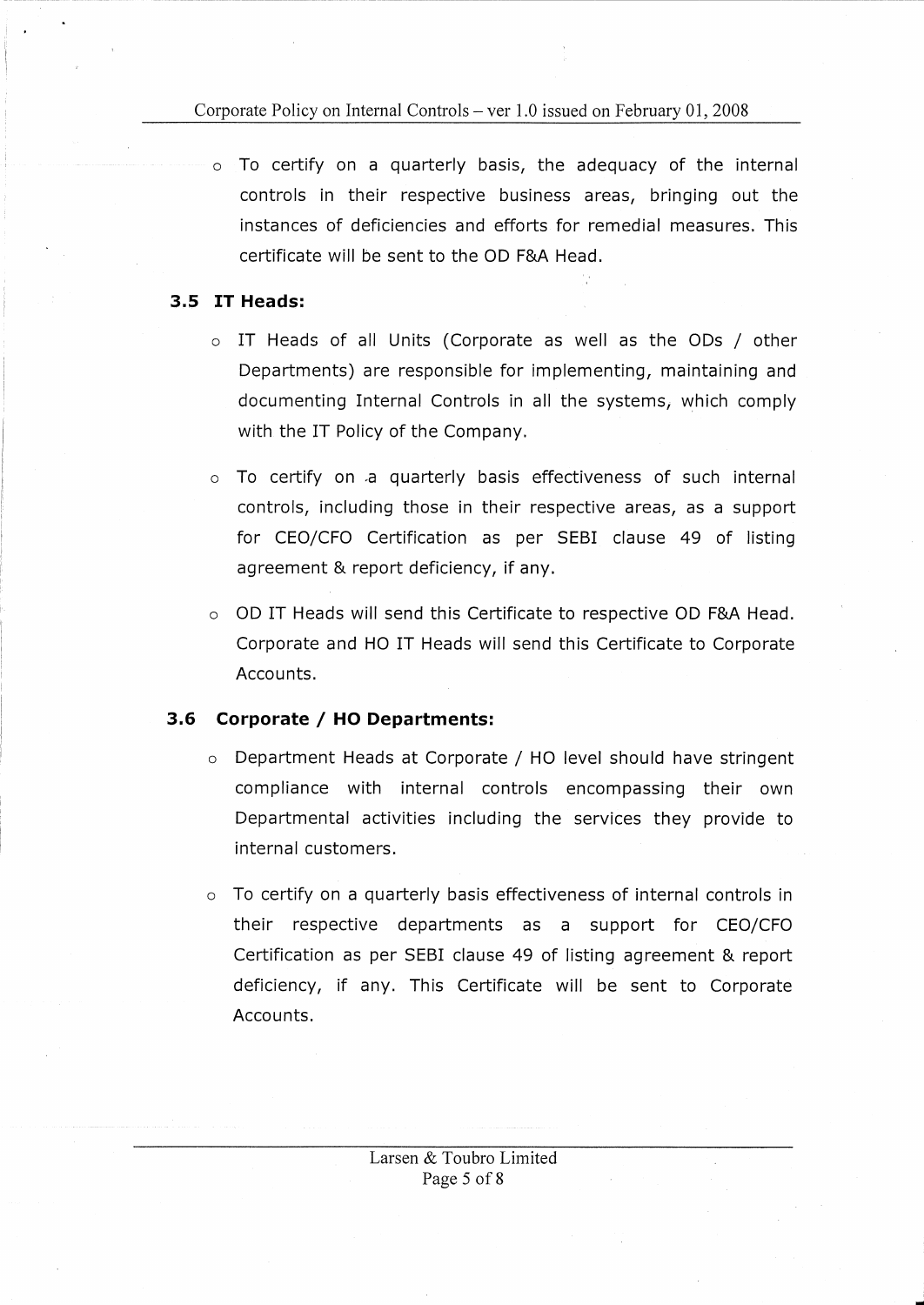- To certify on a quarterly basis, the adequacy of the internal controls in their respective business areas, bringing out the instances of deficiencies and efforts for remedial measures. This certificate will be sent to the OD F&A Head.

### 3.5 IT Heads:

- IT Heads of all Units (Corporate as well as the ODs / other Departments) are responsible for implementing, maintaining and documenting Internal Controls in all the systems, which comply with the IT Policy of the Company.

- To certify on a quarterly basis effectiveness of such internal controls, including those in their respective areas, as a support for CEO/CFO Certification as per SEBI clause 49 of listing agreement & report deficiency, if any.

- OD IT Heads will send this Certificate to respective OD F&A Head. Corporate and HO IT Heads will send this Certificate to Corporate Accounts.

### 3.6 Corporate / HO Departments:

- Department Heads at Corporate / HO level should have stringent compliance with internal controls encompassing their own Departmental activities including the services they provide to internal customers.

- To certify on a quarterly basis effectiveness of internal controls in their respective departments as a support for CEO/CFO Certification as per SEBI clause 49 of listing agreement & report deficiency, if any. This Certificate will be sent to Corporate Accounts.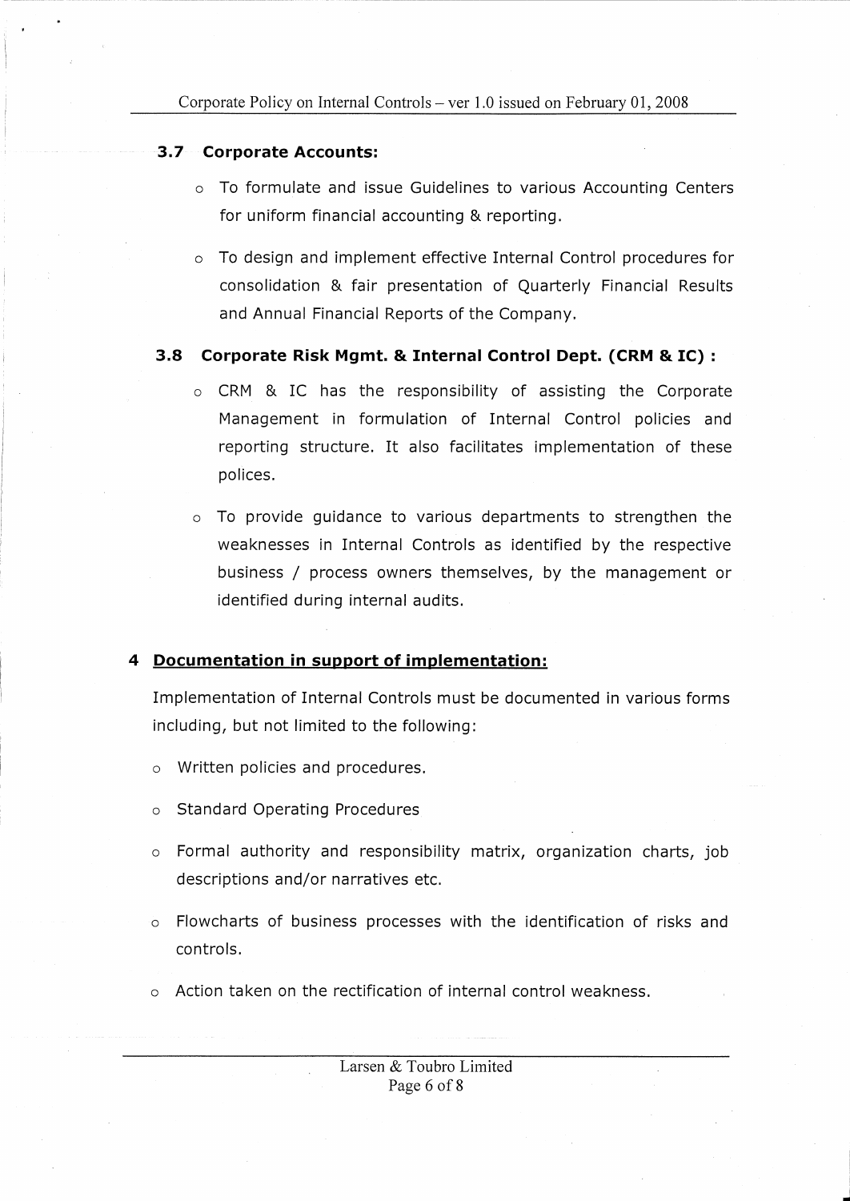### 3.7 Corporate Accounts:

- To formulate and issue Guidelines to various Accounting Centers for uniform financial accounting & reporting.
- To design and implement effective Internal Control procedures for consolidation & fair presentation of Quarterly Financial Results and Annual Financial Reports of the Company.

### 3.8 Corporate Risk Mgmt. & Internal Control Dept. (CRM & IC) :

- CRM & IC has the responsibility of assisting the Corporate Management in formulation of Internal Control policies and reporting structure. It also facilitates implementation of these polices.
- To provide guidance to various departments to strengthen the weaknesses in Internal Controls as identified by the respective business / process owners themselves, by the management or identified during internal audits.

## 4 Documentation in support of implementation:

Implementation of Internal Controls must be documented in various forms including, but not limited to the following:

- Written policies and procedures.
- Standard Operating Procedures
- Formal authority and responsibility matrix, organization charts, job descriptions and/or narratives etc.
- Flowcharts of business processes with the identification of risks and controls.
- Action taken on the rectification of internal control weakness.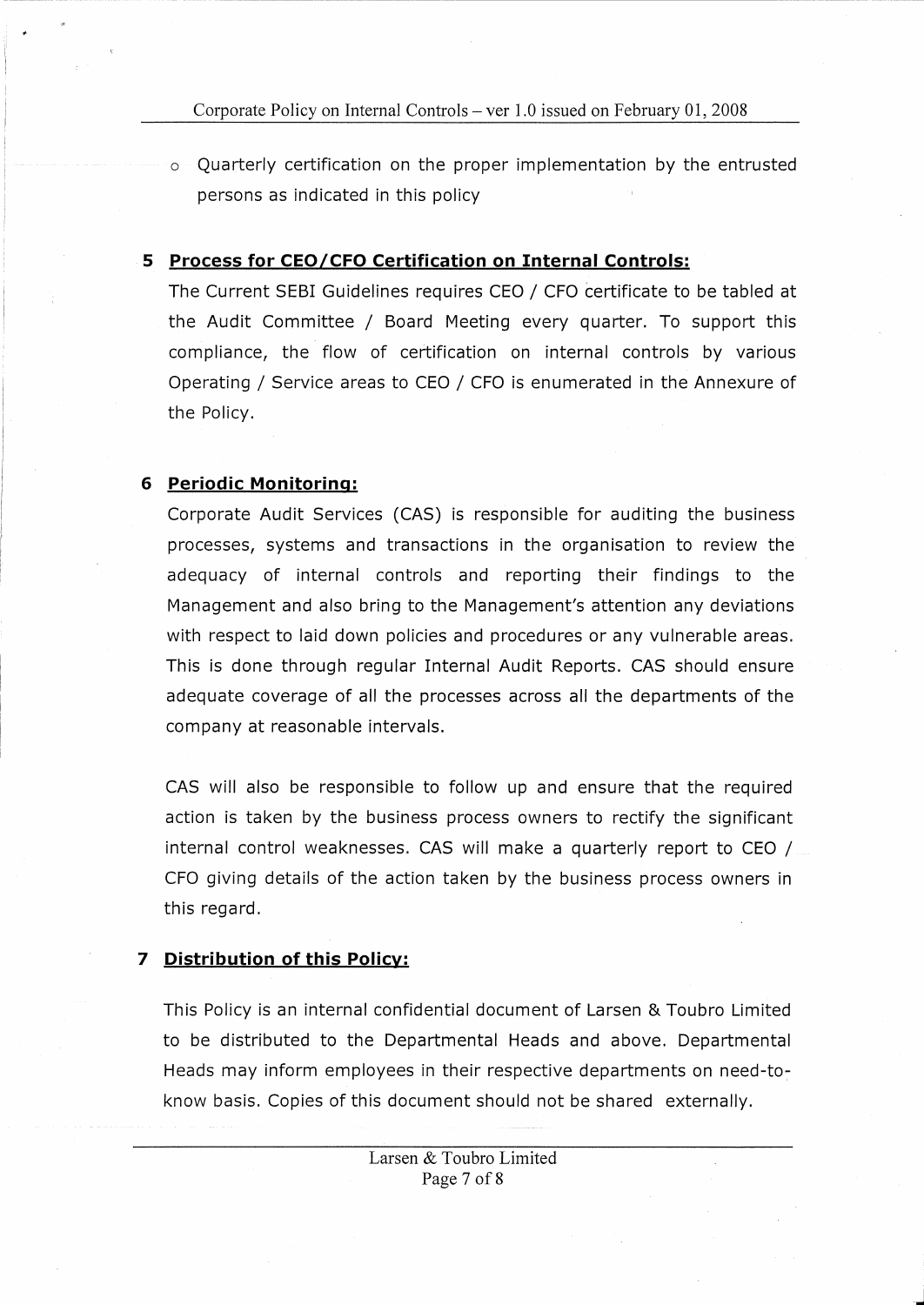- Quarterly certification on the proper implementation by the entrusted persons as indicated in this policy

## 5 Process for CEO/CFO Certification on Internal Controls:

The Current SEBI Guidelines requires CEO / CFO certificate to be tabled at the Audit Committee / Board Meeting every quarter. To support this compliance, the flow of certification on internal controls by various Operating / Service areas to CEO / CFO is enumerated in the Annexure of the Policy.

## 6 Periodic Monitoring:

Corporate Audit Services (CAS) is responsible for auditing the business processes, systems and transactions in the organisation to review the adequacy of internal controls and reporting their findings to the Management and also bring to the Management's attention any deviations with respect to laid down policies and procedures or any vulnerable areas. This is done through regular Internal Audit Reports. CAS should ensure adequate coverage of all the processes across all the departments of the company at reasonable intervals.

CAS will also be responsible to follow up and ensure that the required action is taken by the business process owners to rectify the significant internal control weaknesses. CAS will make a quarterly report to CEO / CFO giving details of the action taken by the business process owners in this regard.

## 7 Distribution of this Policy:

This Policy is an internal confidential document of Larsen & Toubro Limited to be distributed to the Departmental Heads and above. Departmental Heads may inform employees in their respective departments on need-to-know basis. Copies of this document should not be shared externally.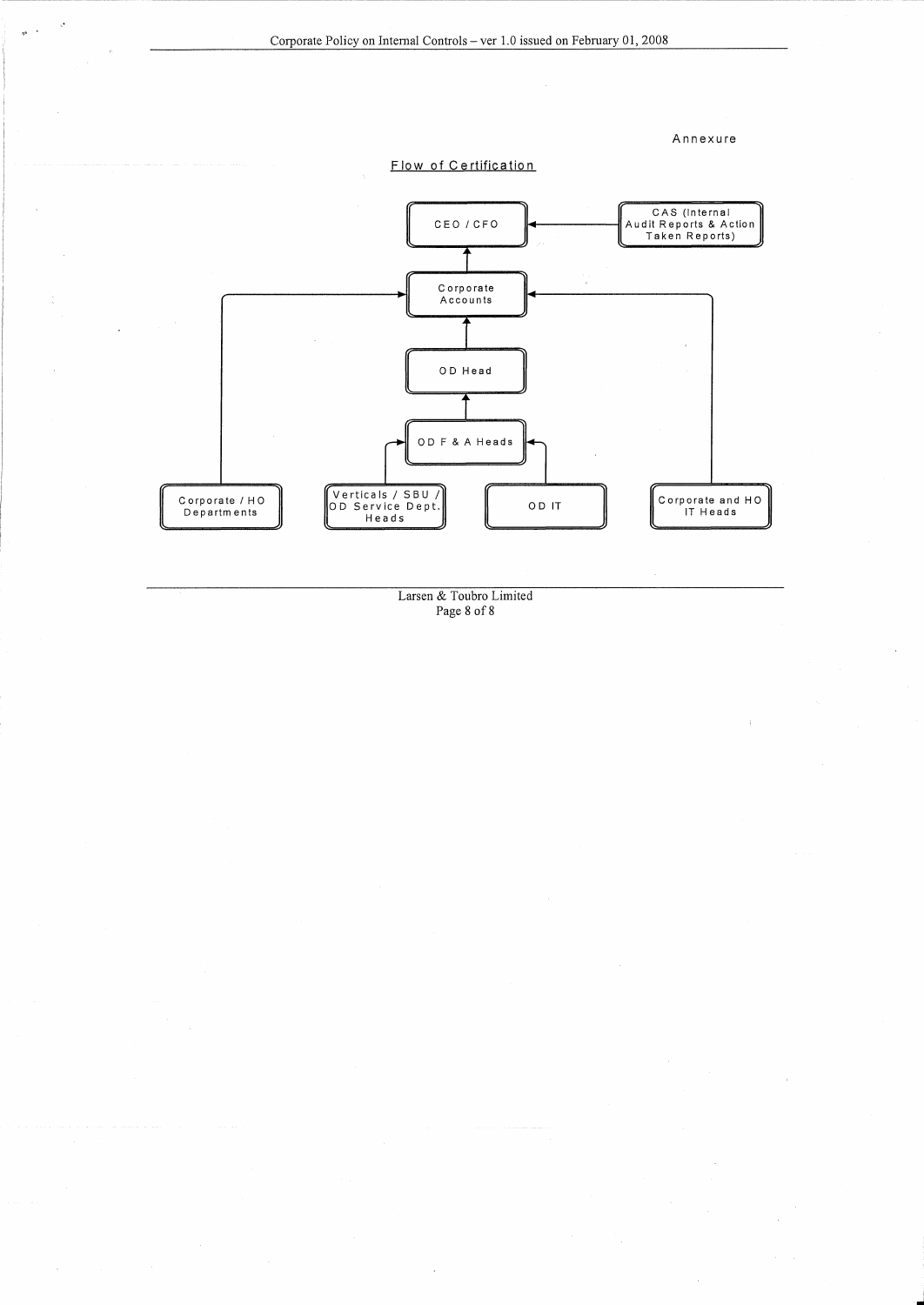Annexure

## Flow of Certification

CEO / CFO

CAS (Internal Audit Reports & Action Taken Reports)

Corporate Accounts

OD Head

OD F & A Heads

Corporate / HO Departments

Verticals / SBU / OD Service Dept. Heads

OD IT

Corporate and HO IT Heads